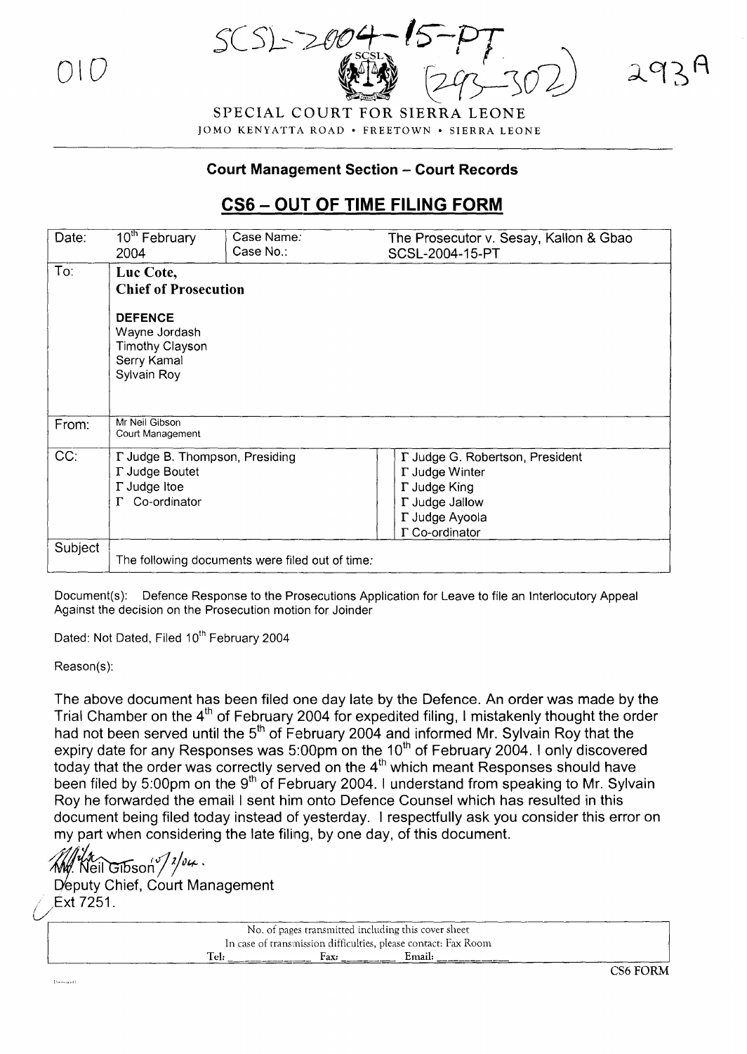010

SCSL-2004-15-PT (293-302) 293A

SPECIAL COURT FOR SIERRA LEONE

JOMO KENYATTA ROAD • FREETOWN • SIERRA LEONE

**Court Management Section – Court Records**

## CS6 – OUT OF TIME FILING FORM

| Date: | 10th February 2004 | Case Name: Case No.: | The Prosecutor v. Sesay, Kallon & Gbao SCSL-2004-15-PT |
|---|---|---|---|
| To: | **Luc Cote, Chief of Prosecution** <br><br> **DEFENCE** <br> Wayne Jordash <br> Timothy Clayson <br> Serry Kamal <br> Sylvain Roy | | |
| From: | Mr Neil Gibson <br> Court Management | | |
| CC: | Γ Judge B. Thompson, Presiding <br> Γ Judge Boutet <br> Γ Judge Itoe <br> Γ Co-ordinator | | Γ Judge G. Robertson, President <br> Γ Judge Winter <br> Γ Judge King <br> Γ Judge Jallow <br> Γ Judge Ayoola <br> Γ Co-ordinator |
| Subject | The following documents were filed out of time: | | |

Document(s): Defence Response to the Prosecutions Application for Leave to file an Interlocutory Appeal Against the decision on the Prosecution motion for Joinder

Dated: Not Dated, Filed 10th February 2004

Reason(s):

The above document has been filed one day late by the Defence. An order was made by the Trial Chamber on the 4th of February 2004 for expedited filing, I mistakenly thought the order had not been served until the 5th of February 2004 and informed Mr. Sylvain Roy that the expiry date for any Responses was 5:00pm on the 10th of February 2004. I only discovered today that the order was correctly served on the 4th which meant Responses should have been filed by 5:00pm on the 9th of February 2004. I understand from speaking to Mr. Sylvain Roy he forwarded the email I sent him onto Defence Counsel which has resulted in this document being filed today instead of yesterday. I respectfully ask you consider this error on my part when considering the late filing, by one day, of this document.

Mr. Neil Gibson 10/2/04.

Deputy Chief, Court Management

Ext 7251.

| No. of pages transmitted including this cover sheet |
|---|
| In case of transmission difficulties, please contact: Fax Room |
| Tel: \_\_\_\_\_\_\_\_ Fax: \_\_\_\_\_\_\_\_ Email: \_\_\_\_\_\_\_\_ |

CS6 FORM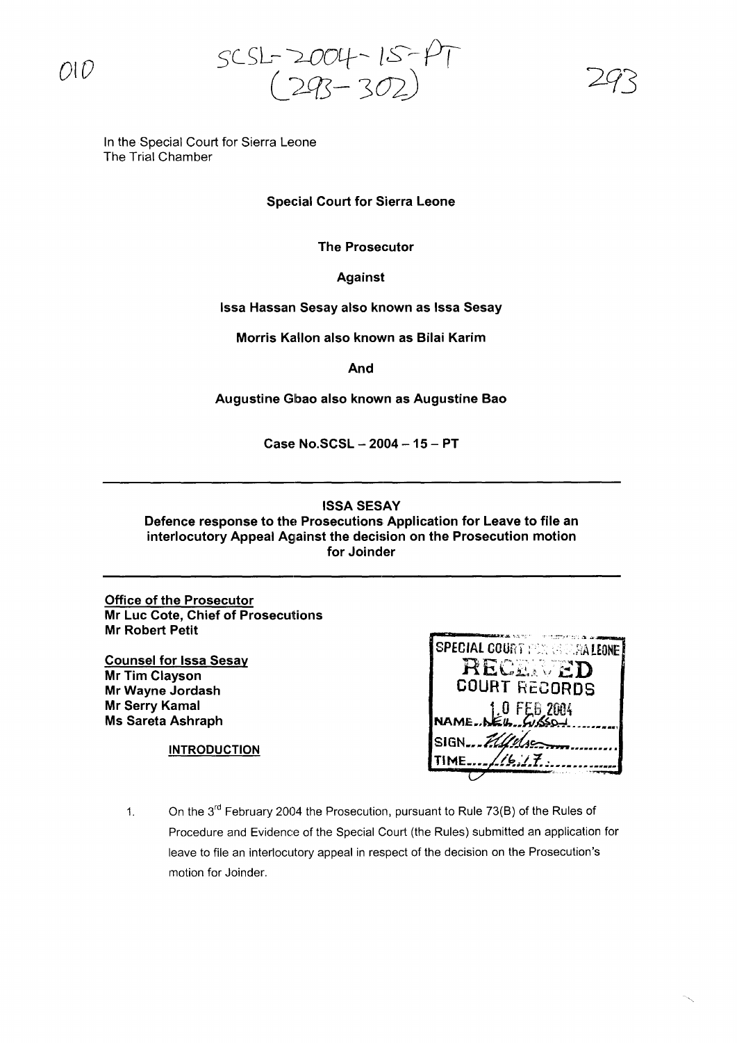In the Special Court for Sierra Leone
The Trial Chamber

**Special Court for Sierra Leone**

**The Prosecutor**

**Against**

**Issa Hassan Sesay also known as Issa Sesay**

**Morris Kallon also known as Bilai Karim**

**And**

**Augustine Gbao also known as Augustine Bao**

**Case No.SCSL – 2004 – 15 – PT**

---

**ISSA SESAY**
**Defence response to the Prosecutions Application for Leave to file an interlocutory Appeal Against the decision on the Prosecution motion for Joinder**

---

**Office of the Prosecutor**
**Mr Luc Cote, Chief of Prosecutions**
**Mr Robert Petit**

**Counsel for Issa Sesay**
**Mr Tim Clayson**
**Mr Wayne Jordash**
**Mr Serry Kamal**
**Ms Sareta Ashraph**

SPECIAL COURT FOR SIERRA LEONE
RECEIVED
COURT RECORDS
10 FEB 2004
NAME NEIL GIBSON
SIGN
TIME 16:17

**INTRODUCTION**

1. On the 3rd February 2004 the Prosecution, pursuant to Rule 73(B) of the Rules of Procedure and Evidence of the Special Court (the Rules) submitted an application for leave to file an interlocutory appeal in respect of the decision on the Prosecution's motion for Joinder.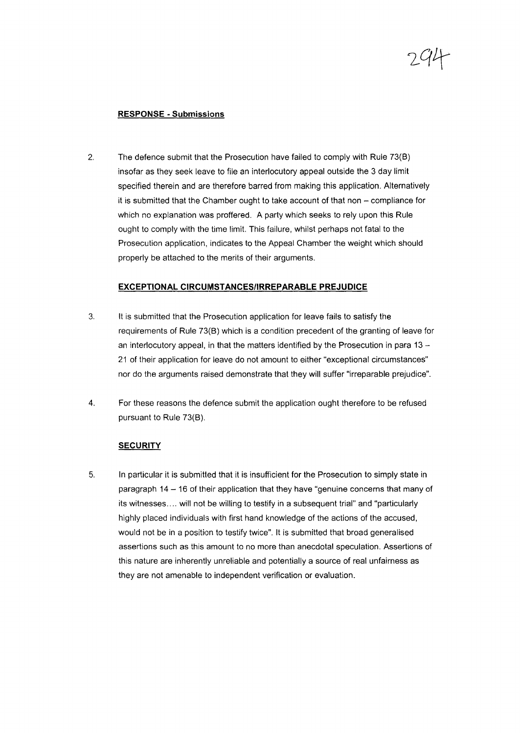## RESPONSE - Submissions

2. The defence submit that the Prosecution have failed to comply with Rule 73(B) insofar as they seek leave to file an interlocutory appeal outside the 3 day limit specified therein and are therefore barred from making this application. Alternatively it is submitted that the Chamber ought to take account of that non – compliance for which no explanation was proffered. A party which seeks to rely upon this Rule ought to comply with the time limit. This failure, whilst perhaps not fatal to the Prosecution application, indicates to the Appeal Chamber the weight which should properly be attached to the merits of their arguments.

## EXCEPTIONAL CIRCUMSTANCES/IRREPARABLE PREJUDICE

3. It is submitted that the Prosecution application for leave fails to satisfy the requirements of Rule 73(B) which is a condition precedent of the granting of leave for an interlocutory appeal, in that the matters identified by the Prosecution in para 13 – 21 of their application for leave do not amount to either "exceptional circumstances" nor do the arguments raised demonstrate that they will suffer "irreparable prejudice".

4. For these reasons the defence submit the application ought therefore to be refused pursuant to Rule 73(B).

## SECURITY

5. In particular it is submitted that it is insufficient for the Prosecution to simply state in paragraph 14 – 16 of their application that they have "genuine concerns that many of its witnesses.... will not be willing to testify in a subsequent trial" and "particularly highly placed individuals with first hand knowledge of the actions of the accused, would not be in a position to testify twice". It is submitted that broad generalised assertions such as this amount to no more than anecdotal speculation. Assertions of this nature are inherently unreliable and potentially a source of real unfairness as they are not amenable to independent verification or evaluation.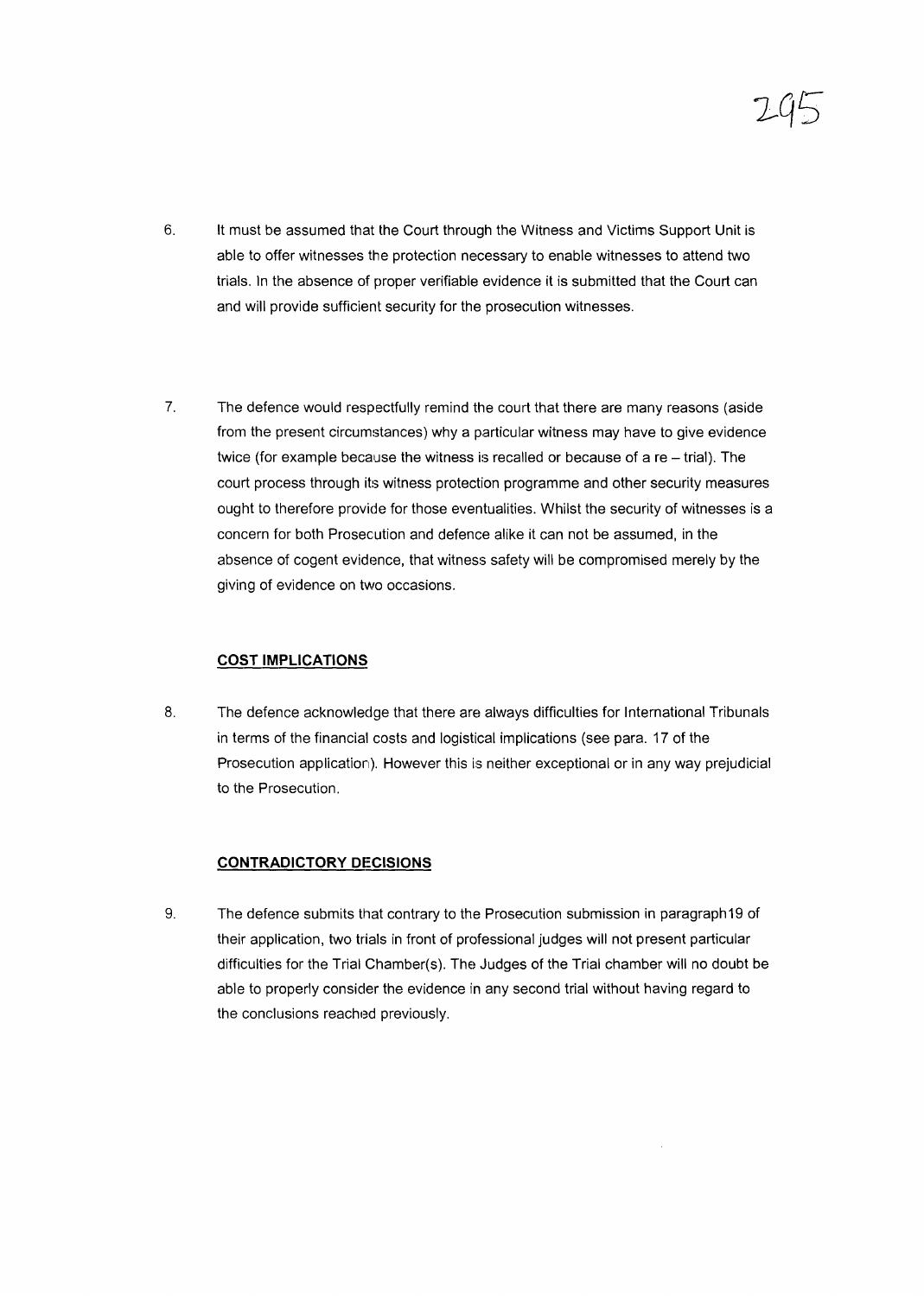6. It must be assumed that the Court through the Witness and Victims Support Unit is able to offer witnesses the protection necessary to enable witnesses to attend two trials. In the absence of proper verifiable evidence it is submitted that the Court can and will provide sufficient security for the prosecution witnesses.

7. The defence would respectfully remind the court that there are many reasons (aside from the present circumstances) why a particular witness may have to give evidence twice (for example because the witness is recalled or because of a re – trial). The court process through its witness protection programme and other security measures ought to therefore provide for those eventualities. Whilst the security of witnesses is a concern for both Prosecution and defence alike it can not be assumed, in the absence of cogent evidence, that witness safety will be compromised merely by the giving of evidence on two occasions.

**COST IMPLICATIONS**

8. The defence acknowledge that there are always difficulties for International Tribunals in terms of the financial costs and logistical implications (see para. 17 of the Prosecution application). However this is neither exceptional or in any way prejudicial to the Prosecution.

**CONTRADICTORY DECISIONS**

9. The defence submits that contrary to the Prosecution submission in paragraph19 of their application, two trials in front of professional judges will not present particular difficulties for the Trial Chamber(s). The Judges of the Trial chamber will no doubt be able to properly consider the evidence in any second trial without having regard to the conclusions reached previously.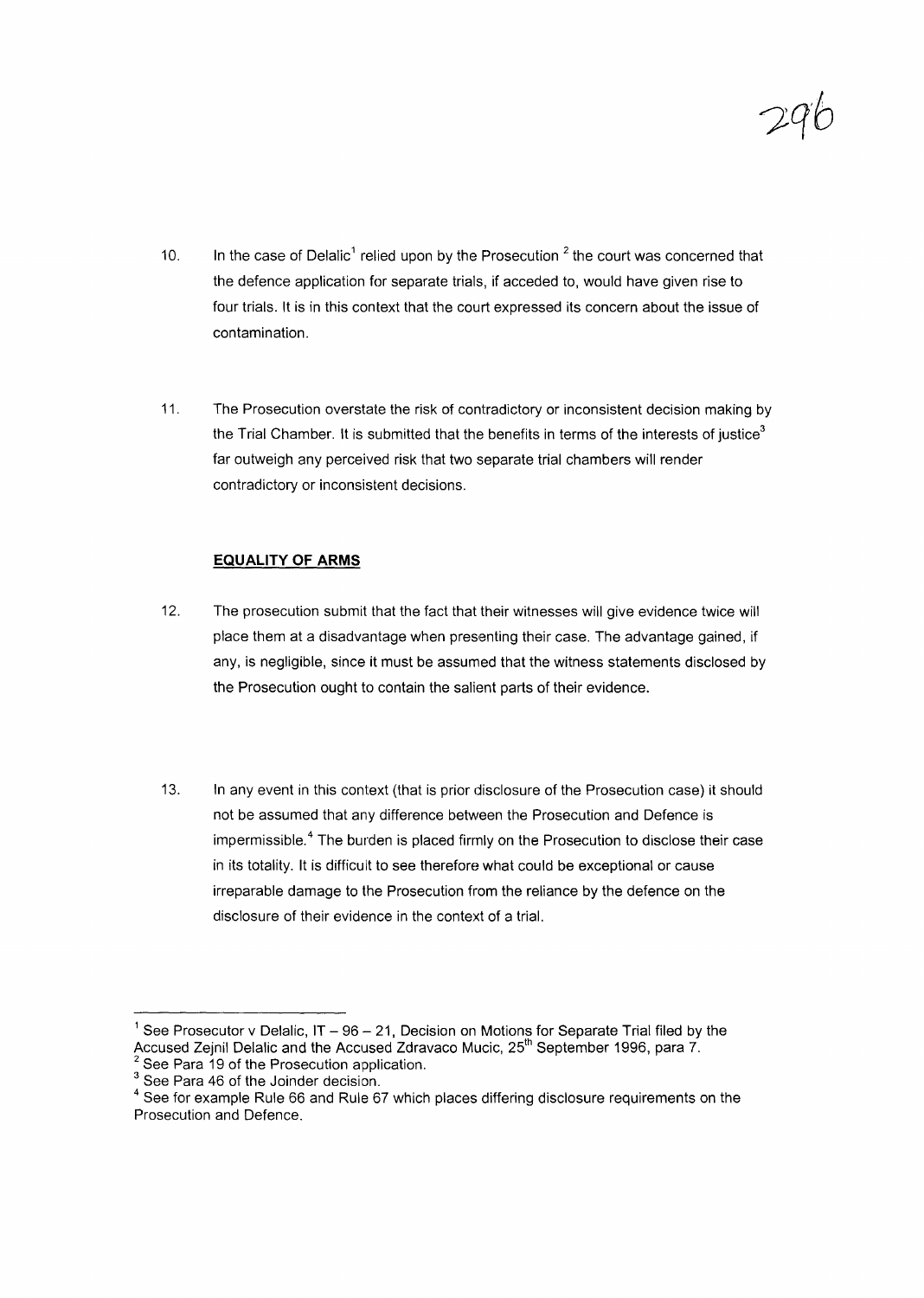10. In the case of Delalic[1] relied upon by the Prosecution [2] the court was concerned that the defence application for separate trials, if acceded to, would have given rise to four trials. It is in this context that the court expressed its concern about the issue of contamination.

11. The Prosecution overstate the risk of contradictory or inconsistent decision making by the Trial Chamber. It is submitted that the benefits in terms of the interests of justice[3] far outweigh any perceived risk that two separate trial chambers will render contradictory or inconsistent decisions.

**EQUALITY OF ARMS**

12. The prosecution submit that the fact that their witnesses will give evidence twice will place them at a disadvantage when presenting their case. The advantage gained, if any, is negligible, since it must be assumed that the witness statements disclosed by the Prosecution ought to contain the salient parts of their evidence.

13. In any event in this context (that is prior disclosure of the Prosecution case) it should not be assumed that any difference between the Prosecution and Defence is impermissible.[4] The burden is placed firmly on the Prosecution to disclose their case in its totality. It is difficult to see therefore what could be exceptional or cause irreparable damage to the Prosecution from the reliance by the defence on the disclosure of their evidence in the context of a trial.

---

[1] See Prosecutor v Delalic, IT – 96 – 21, Decision on Motions for Separate Trial filed by the Accused Zejnil Delalic and the Accused Zdravaco Mucic, 25th September 1996, para 7.

[2] See Para 19 of the Prosecution application.

[3] See Para 46 of the Joinder decision.

[4] See for example Rule 66 and Rule 67 which places differing disclosure requirements on the Prosecution and Defence.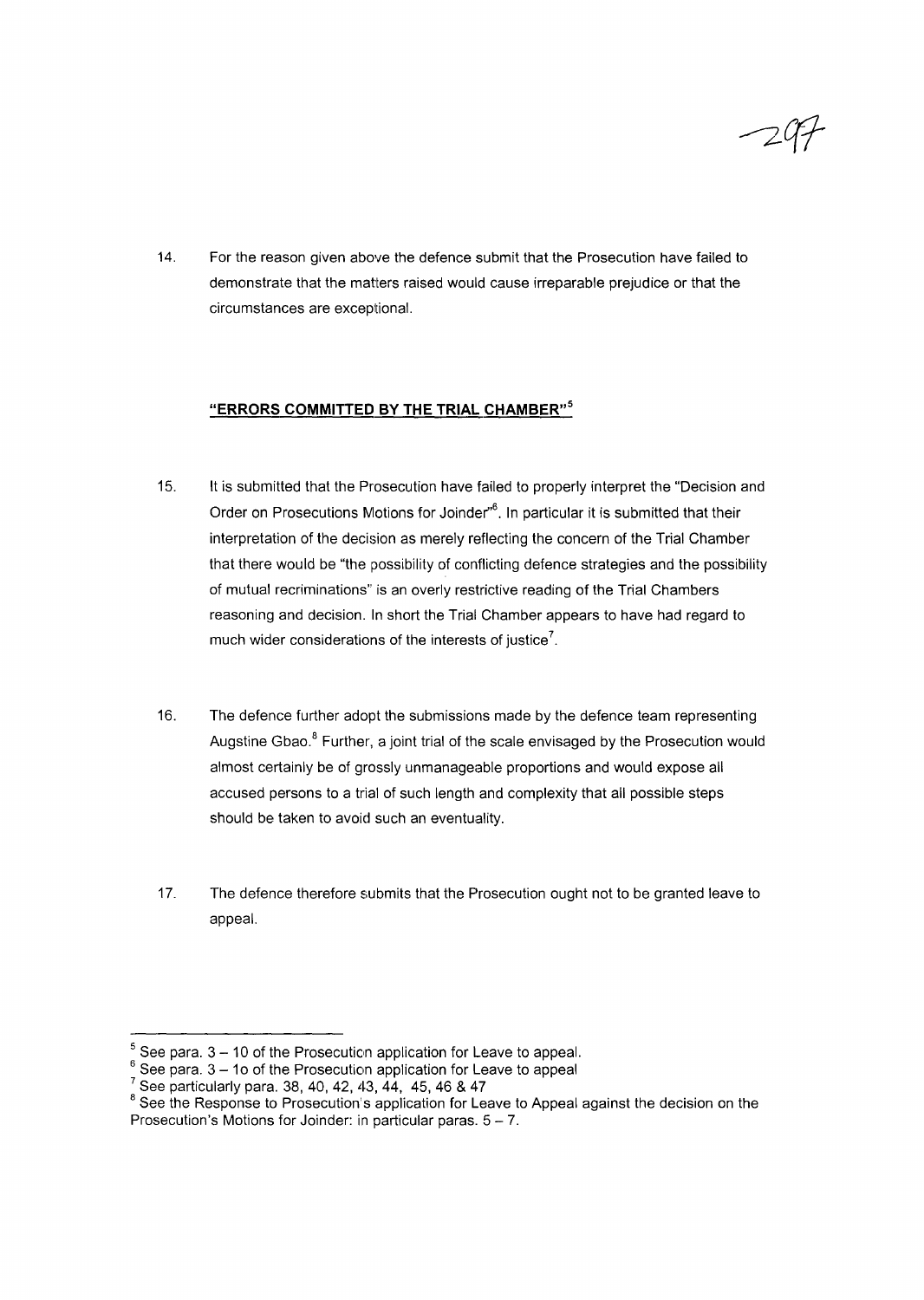14. For the reason given above the defence submit that the Prosecution have failed to demonstrate that the matters raised would cause irreparable prejudice or that the circumstances are exceptional.

**"ERRORS COMMITTED BY THE TRIAL CHAMBER"[5]**

15. It is submitted that the Prosecution have failed to properly interpret the "Decision and Order on Prosecutions Motions for Joinder"[6]. In particular it is submitted that their interpretation of the decision as merely reflecting the concern of the Trial Chamber that there would be "the possibility of conflicting defence strategies and the possibility of mutual recriminations" is an overly restrictive reading of the Trial Chambers reasoning and decision. In short the Trial Chamber appears to have had regard to much wider considerations of the interests of justice[7].

16. The defence further adopt the submissions made by the defence team representing Augstine Gbao.[8] Further, a joint trial of the scale envisaged by the Prosecution would almost certainly be of grossly unmanageable proportions and would expose all accused persons to a trial of such length and complexity that all possible steps should be taken to avoid such an eventuality.

17. The defence therefore submits that the Prosecution ought not to be granted leave to appeal.

---

[5] See para. 3 – 10 of the Prosecution application for Leave to appeal.

[6] See para. 3 – 1o of the Prosecution application for Leave to appeal

[7] See particularly para. 38, 40, 42, 43, 44, 45, 46 & 47

[8] See the Response to Prosecution's application for Leave to Appeal against the decision on the Prosecution's Motions for Joinder: in particular paras. 5 – 7.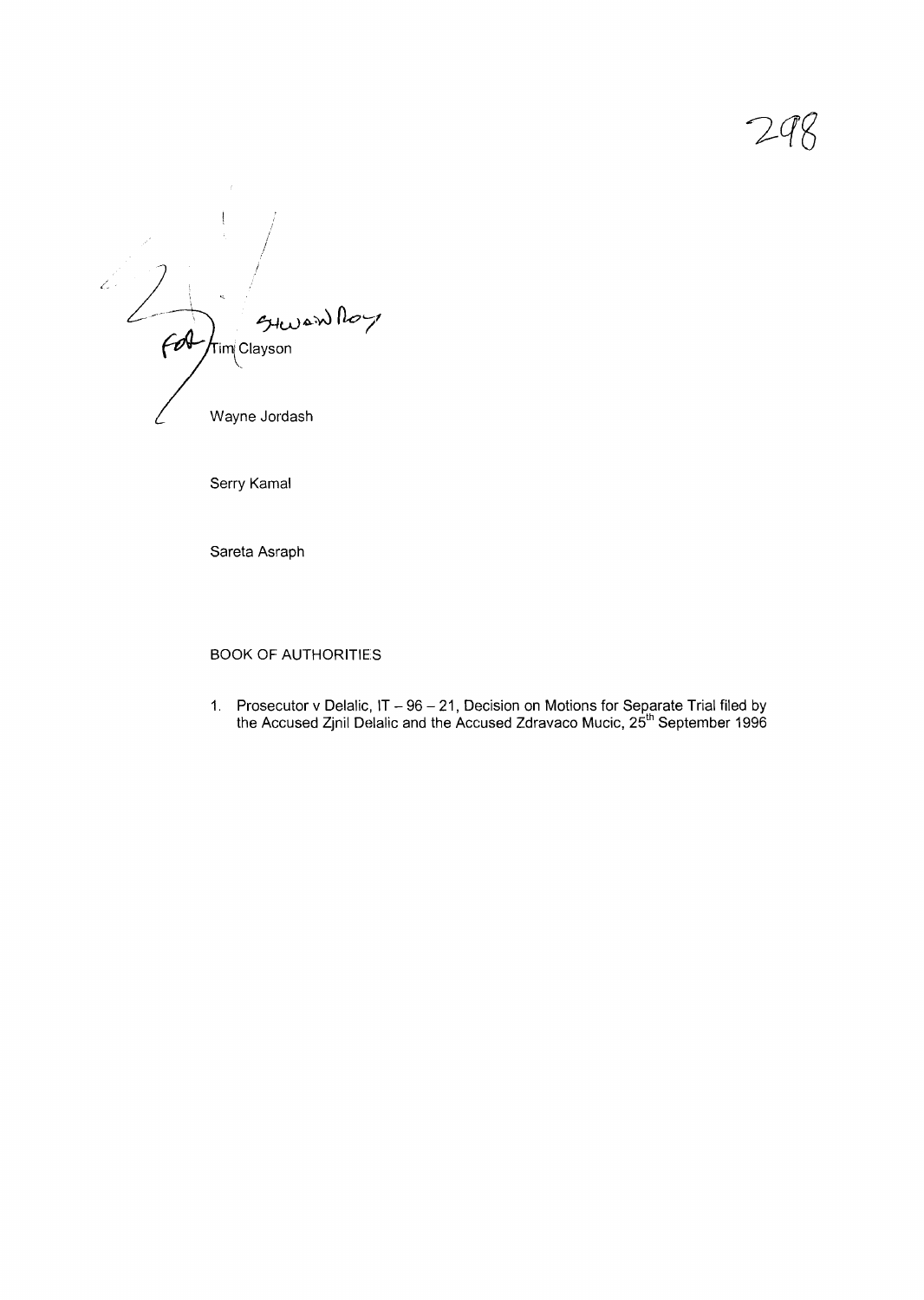For Tim Clayson

Shwan Roy

Wayne Jordash

Serry Kamal

Sareta Asraph

BOOK OF AUTHORITIES

1. Prosecutor v Delalic, IT – 96 – 21, Decision on Motions for Separate Trial filed by the Accused Zjnil Delalic and the Accused Zdravaco Mucic, 25th September 1996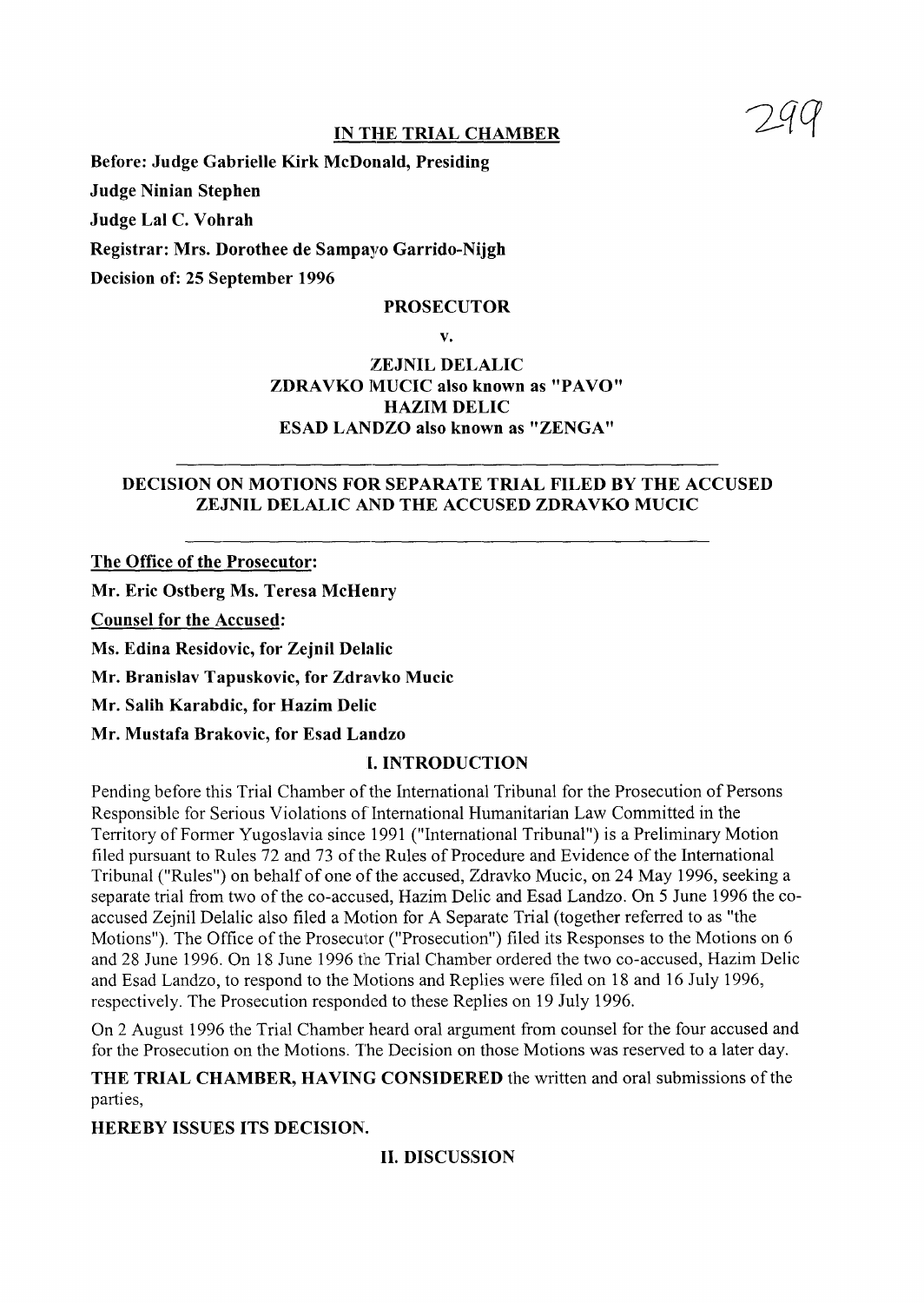## IN THE TRIAL CHAMBER

**Before: Judge Gabrielle Kirk McDonald, Presiding**

**Judge Ninian Stephen**

**Judge Lal C. Vohrah**

**Registrar: Mrs. Dorothee de Sampayo Garrido-Nijgh**

**Decision of: 25 September 1996**

**PROSECUTOR**

**v.**

**ZEJNIL DELALIC**
**ZDRAVKO MUCIC also known as "PAVO"**
**HAZIM DELIC**
**ESAD LANDZO also known as "ZENGA"**

---

### DECISION ON MOTIONS FOR SEPARATE TRIAL FILED BY THE ACCUSED ZEJNIL DELALIC AND THE ACCUSED ZDRAVKO MUCIC

---

**The Office of the Prosecutor:**

**Mr. Eric Ostberg Ms. Teresa McHenry**

**Counsel for the Accused:**

**Ms. Edina Residovic, for Zejnil Delalic**

**Mr. Branislav Tapuskovic, for Zdravko Mucic**

**Mr. Salih Karabdic, for Hazim Delic**

**Mr. Mustafa Brakovic, for Esad Landzo**

## I. INTRODUCTION

Pending before this Trial Chamber of the International Tribunal for the Prosecution of Persons Responsible for Serious Violations of International Humanitarian Law Committed in the Territory of Former Yugoslavia since 1991 ("International Tribunal") is a Preliminary Motion filed pursuant to Rules 72 and 73 of the Rules of Procedure and Evidence of the International Tribunal ("Rules") on behalf of one of the accused, Zdravko Mucic, on 24 May 1996, seeking a separate trial from two of the co-accused, Hazim Delic and Esad Landzo. On 5 June 1996 the co-accused Zejnil Delalic also filed a Motion for A Separate Trial (together referred to as "the Motions"). The Office of the Prosecutor ("Prosecution") filed its Responses to the Motions on 6 and 28 June 1996. On 18 June 1996 the Trial Chamber ordered the two co-accused, Hazim Delic and Esad Landzo, to respond to the Motions and Replies were filed on 18 and 16 July 1996, respectively. The Prosecution responded to these Replies on 19 July 1996.

On 2 August 1996 the Trial Chamber heard oral argument from counsel for the four accused and for the Prosecution on the Motions. The Decision on those Motions was reserved to a later day.

**THE TRIAL CHAMBER, HAVING CONSIDERED** the written and oral submissions of the parties,

**HEREBY ISSUES ITS DECISION.**

## II. DISCUSSION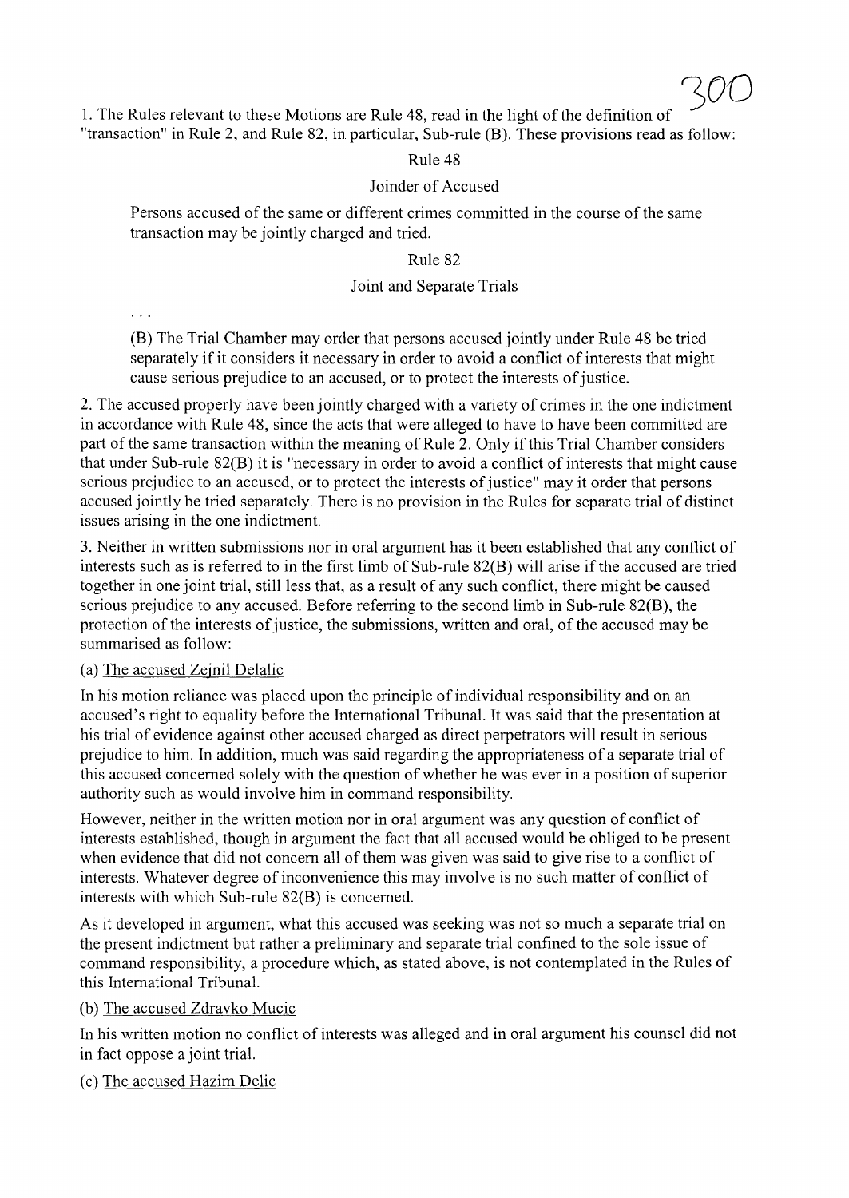1. The Rules relevant to these Motions are Rule 48, read in the light of the definition of "transaction" in Rule 2, and Rule 82, in particular, Sub-rule (B). These provisions read as follow:

Rule 48

Joinder of Accused

> Persons accused of the same or different crimes committed in the course of the same transaction may be jointly charged and tried.

Rule 82

Joint and Separate Trials

> . . .
>
> (B) The Trial Chamber may order that persons accused jointly under Rule 48 be tried separately if it considers it necessary in order to avoid a conflict of interests that might cause serious prejudice to an accused, or to protect the interests of justice.

2. The accused properly have been jointly charged with a variety of crimes in the one indictment in accordance with Rule 48, since the acts that were alleged to have to have been committed are part of the same transaction within the meaning of Rule 2. Only if this Trial Chamber considers that under Sub-rule 82(B) it is "necessary in order to avoid a conflict of interests that might cause serious prejudice to an accused, or to protect the interests of justice" may it order that persons accused jointly be tried separately. There is no provision in the Rules for separate trial of distinct issues arising in the one indictment.

3. Neither in written submissions nor in oral argument has it been established that any conflict of interests such as is referred to in the first limb of Sub-rule 82(B) will arise if the accused are tried together in one joint trial, still less that, as a result of any such conflict, there might be caused serious prejudice to any accused. Before referring to the second limb in Sub-rule 82(B), the protection of the interests of justice, the submissions, written and oral, of the accused may be summarised as follow:

(a) The accused Zejnil Delalic

In his motion reliance was placed upon the principle of individual responsibility and on an accused's right to equality before the International Tribunal. It was said that the presentation at his trial of evidence against other accused charged as direct perpetrators will result in serious prejudice to him. In addition, much was said regarding the appropriateness of a separate trial of this accused concerned solely with the question of whether he was ever in a position of superior authority such as would involve him in command responsibility.

However, neither in the written motion nor in oral argument was any question of conflict of interests established, though in argument the fact that all accused would be obliged to be present when evidence that did not concern all of them was given was said to give rise to a conflict of interests. Whatever degree of inconvenience this may involve is no such matter of conflict of interests with which Sub-rule 82(B) is concerned.

As it developed in argument, what this accused was seeking was not so much a separate trial on the present indictment but rather a preliminary and separate trial confined to the sole issue of command responsibility, a procedure which, as stated above, is not contemplated in the Rules of this International Tribunal.

(b) The accused Zdravko Mucic

In his written motion no conflict of interests was alleged and in oral argument his counsel did not in fact oppose a joint trial.

(c) The accused Hazim Delic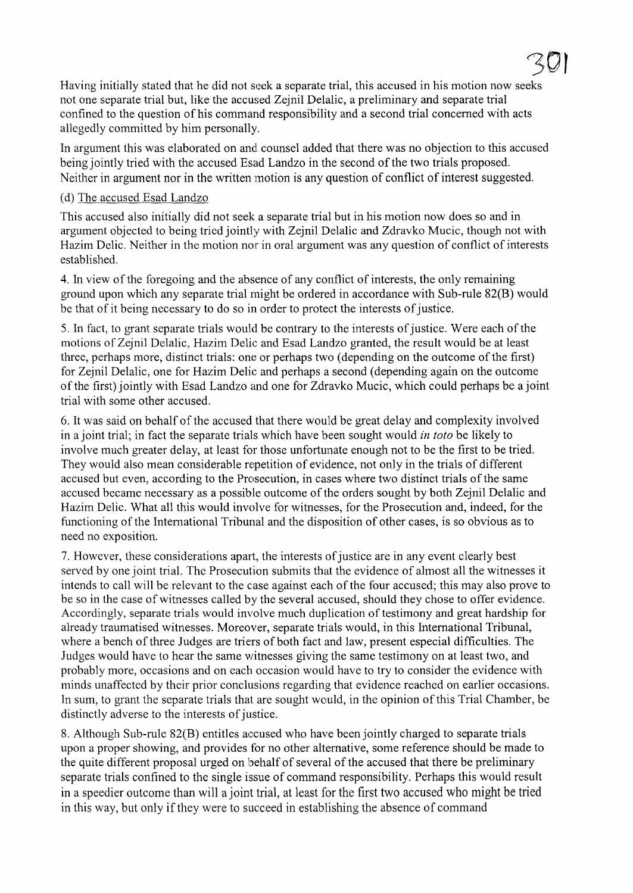Having initially stated that he did not seek a separate trial, this accused in his motion now seeks not one separate trial but, like the accused Zejnil Delalic, a preliminary and separate trial confined to the question of his command responsibility and a second trial concerned with acts allegedly committed by him personally.

In argument this was elaborated on and counsel added that there was no objection to this accused being jointly tried with the accused Esad Landzo in the second of the two trials proposed. Neither in argument nor in the written motion is any question of conflict of interest suggested.

(d) The accused Esad Landzo

This accused also initially did not seek a separate trial but in his motion now does so and in argument objected to being tried jointly with Zejnil Delalic and Zdravko Mucic, though not with Hazim Delic. Neither in the motion nor in oral argument was any question of conflict of interests established.

4. In view of the foregoing and the absence of any conflict of interests, the only remaining ground upon which any separate trial might be ordered in accordance with Sub-rule 82(B) would be that of it being necessary to do so in order to protect the interests of justice.

5. In fact, to grant separate trials would be contrary to the interests of justice. Were each of the motions of Zejnil Delalic, Hazim Delic and Esad Landzo granted, the result would be at least three, perhaps more, distinct trials: one or perhaps two (depending on the outcome of the first) for Zejnil Delalic, one for Hazim Delic and perhaps a second (depending again on the outcome of the first) jointly with Esad Landzo and one for Zdravko Mucic, which could perhaps be a joint trial with some other accused.

6. It was said on behalf of the accused that there would be great delay and complexity involved in a joint trial; in fact the separate trials which have been sought would *in toto* be likely to involve much greater delay, at least for those unfortunate enough not to be the first to be tried. They would also mean considerable repetition of evidence, not only in the trials of different accused but even, according to the Prosecution, in cases where two distinct trials of the same accused became necessary as a possible outcome of the orders sought by both Zejnil Delalic and Hazim Delic. What all this would involve for witnesses, for the Prosecution and, indeed, for the functioning of the International Tribunal and the disposition of other cases, is so obvious as to need no exposition.

7. However, these considerations apart, the interests of justice are in any event clearly best served by one joint trial. The Prosecution submits that the evidence of almost all the witnesses it intends to call will be relevant to the case against each of the four accused; this may also prove to be so in the case of witnesses called by the several accused, should they chose to offer evidence. Accordingly, separate trials would involve much duplication of testimony and great hardship for already traumatised witnesses. Moreover, separate trials would, in this International Tribunal, where a bench of three Judges are triers of both fact and law, present especial difficulties. The Judges would have to hear the same witnesses giving the same testimony on at least two, and probably more, occasions and on each occasion would have to try to consider the evidence with minds unaffected by their prior conclusions regarding that evidence reached on earlier occasions. In sum, to grant the separate trials that are sought would, in the opinion of this Trial Chamber, be distinctly adverse to the interests of justice.

8. Although Sub-rule 82(B) entitles accused who have been jointly charged to separate trials upon a proper showing, and provides for no other alternative, some reference should be made to the quite different proposal urged on behalf of several of the accused that there be preliminary separate trials confined to the single issue of command responsibility. Perhaps this would result in a speedier outcome than will a joint trial, at least for the first two accused who might be tried in this way, but only if they were to succeed in establishing the absence of command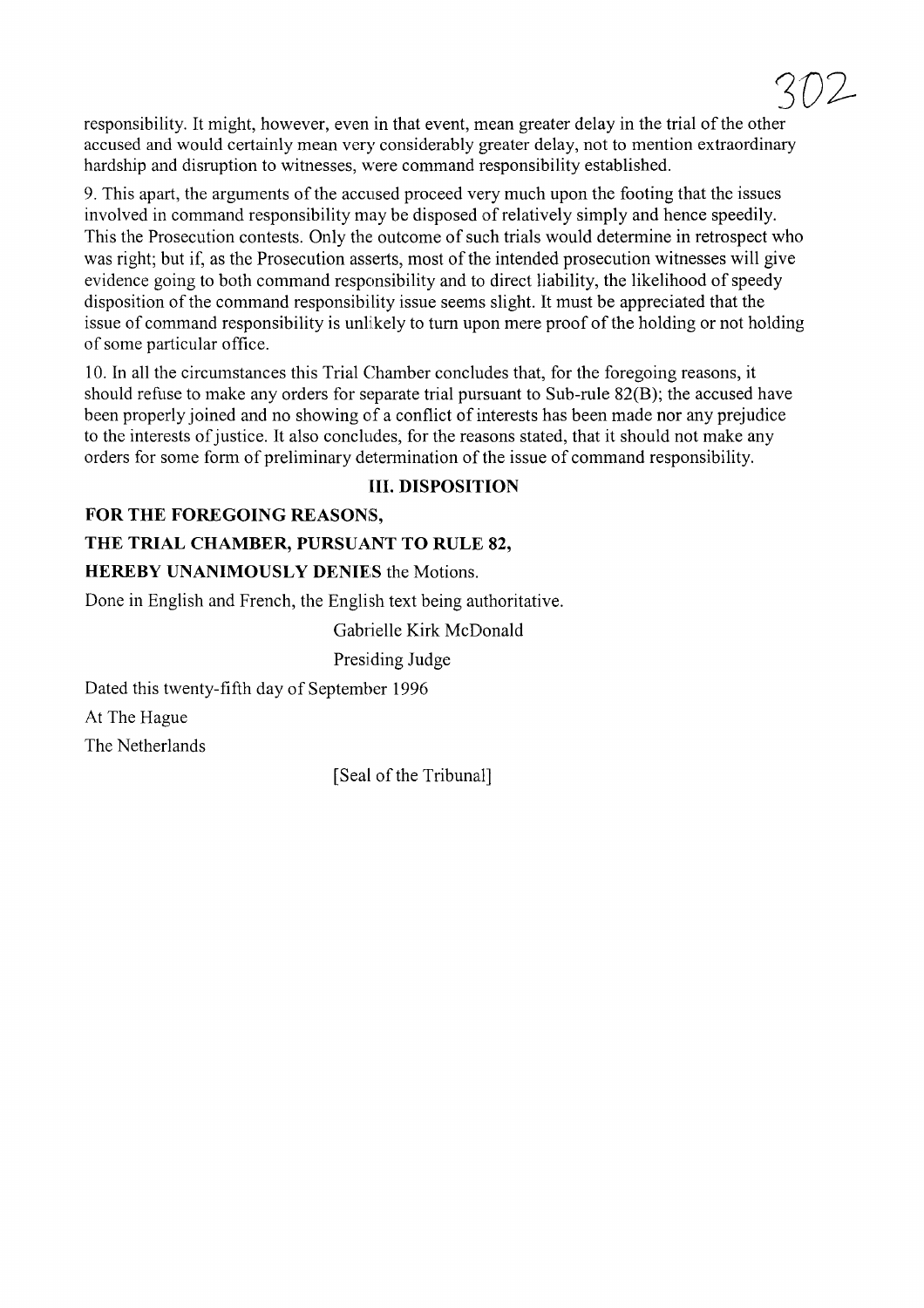responsibility. It might, however, even in that event, mean greater delay in the trial of the other accused and would certainly mean very considerably greater delay, not to mention extraordinary hardship and disruption to witnesses, were command responsibility established.

9. This apart, the arguments of the accused proceed very much upon the footing that the issues involved in command responsibility may be disposed of relatively simply and hence speedily. This the Prosecution contests. Only the outcome of such trials would determine in retrospect who was right; but if, as the Prosecution asserts, most of the intended prosecution witnesses will give evidence going to both command responsibility and to direct liability, the likelihood of speedy disposition of the command responsibility issue seems slight. It must be appreciated that the issue of command responsibility is unlikely to turn upon mere proof of the holding or not holding of some particular office.

10. In all the circumstances this Trial Chamber concludes that, for the foregoing reasons, it should refuse to make any orders for separate trial pursuant to Sub-rule 82(B); the accused have been properly joined and no showing of a conflict of interests has been made nor any prejudice to the interests of justice. It also concludes, for the reasons stated, that it should not make any orders for some form of preliminary determination of the issue of command responsibility.

## III. DISPOSITION

**FOR THE FOREGOING REASONS,**

**THE TRIAL CHAMBER, PURSUANT TO RULE 82,**

**HEREBY UNANIMOUSLY DENIES** the Motions.

Done in English and French, the English text being authoritative.

Gabrielle Kirk McDonald

Presiding Judge

Dated this twenty-fifth day of September 1996

At The Hague

The Netherlands

[Seal of the Tribunal]